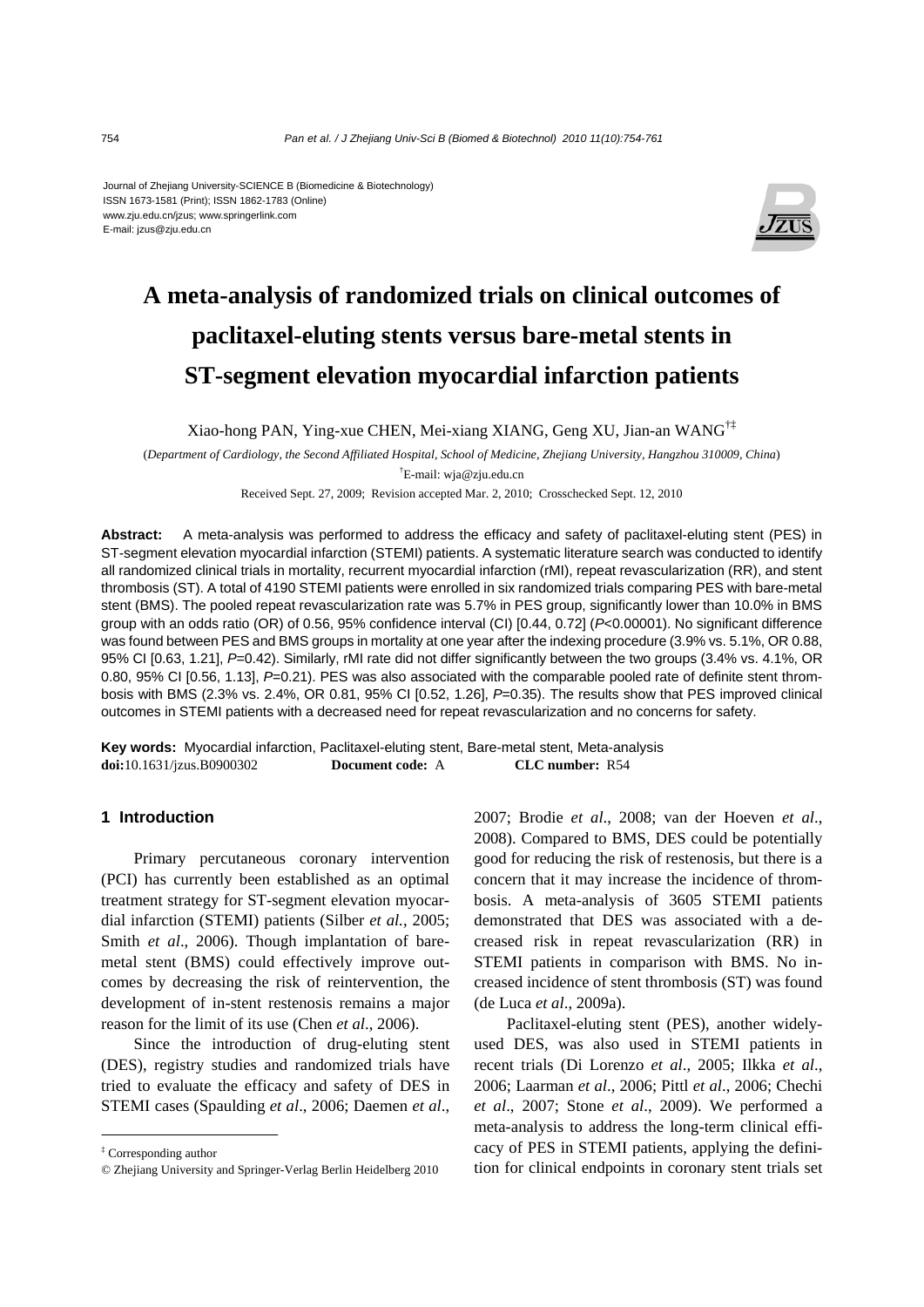Journal of Zhejiang University-SCIENCE B (Biomedicine & Biotechnology)
ISSN 1673-1581 (Print); ISSN 1862-1783 (Online)
www.zju.edu.cn/jzus; www.springerlink.com
E-mail: jzus@zju.edu.cn

# A meta-analysis of randomized trials on clinical outcomes of paclitaxel-eluting stents versus bare-metal stents in ST-segment elevation myocardial infarction patients

Xiao-hong PAN, Ying-xue CHEN, Mei-xiang XIANG, Geng XU, Jian-an WANG[†‡]

(*Department of Cardiology, the Second Affiliated Hospital, School of Medicine, Zhejiang University, Hangzhou 310009, China*)

[†]E-mail: wja@zju.edu.cn

Received Sept. 27, 2009; Revision accepted Mar. 2, 2010; Crosschecked Sept. 12, 2010

**Abstract:** A meta-analysis was performed to address the efficacy and safety of paclitaxel-eluting stent (PES) in ST-segment elevation myocardial infarction (STEMI) patients. A systematic literature search was conducted to identify all randomized clinical trials in mortality, recurrent myocardial infarction (rMI), repeat revascularization (RR), and stent thrombosis (ST). A total of 4190 STEMI patients were enrolled in six randomized trials comparing PES with bare-metal stent (BMS). The pooled repeat revascularization rate was 5.7% in PES group, significantly lower than 10.0% in BMS group with an odds ratio (OR) of 0.56, 95% confidence interval (CI) [0.44, 0.72] ($P$<0.00001). No significant difference was found between PES and BMS groups in mortality at one year after the indexing procedure (3.9% vs. 5.1%, OR 0.88, 95% CI [0.63, 1.21], $P$=0.42). Similarly, rMI rate did not differ significantly between the two groups (3.4% vs. 4.1%, OR 0.80, 95% CI [0.56, 1.13], $P$=0.21). PES was also associated with the comparable pooled rate of definite stent thrombosis with BMS (2.3% vs. 2.4%, OR 0.81, 95% CI [0.52, 1.26], $P$=0.35). The results show that PES improved clinical outcomes in STEMI patients with a decreased need for repeat revascularization and no concerns for safety.

**Key words:** Myocardial infarction, Paclitaxel-eluting stent, Bare-metal stent, Meta-analysis
**doi:**10.1631/jzus.B0900302 **Document code:** A **CLC number:** R54

## 1 Introduction

Primary percutaneous coronary intervention (PCI) has currently been established as an optimal treatment strategy for ST-segment elevation myocardial infarction (STEMI) patients (Silber *et al.*, 2005; Smith *et al*., 2006). Though implantation of bare-metal stent (BMS) could effectively improve outcomes by decreasing the risk of reintervention, the development of in-stent restenosis remains a major reason for the limit of its use (Chen *et al*., 2006).

Since the introduction of drug-eluting stent (DES), registry studies and randomized trials have tried to evaluate the efficacy and safety of DES in STEMI cases (Spaulding *et al*., 2006; Daemen *et al*., 2007; Brodie *et al*., 2008; van der Hoeven *et al*., 2008). Compared to BMS, DES could be potentially good for reducing the risk of restenosis, but there is a concern that it may increase the incidence of thrombosis. A meta-analysis of 3605 STEMI patients demonstrated that DES was associated with a decreased risk in repeat revascularization (RR) in STEMI patients in comparison with BMS. No increased incidence of stent thrombosis (ST) was found (de Luca *et al*., 2009a).

Paclitaxel-eluting stent (PES), another widely-used DES, was also used in STEMI patients in recent trials (Di Lorenzo *et al*., 2005; Ilkka *et al*., 2006; Laarman *et al*., 2006; Pittl *et al*., 2006; Chechi *et al*., 2007; Stone *et al*., 2009). We performed a meta-analysis to address the long-term clinical efficacy of PES in STEMI patients, applying the definition for clinical endpoints in coronary stent trials set

[‡] Corresponding author

© Zhejiang University and Springer-Verlag Berlin Heidelberg 2010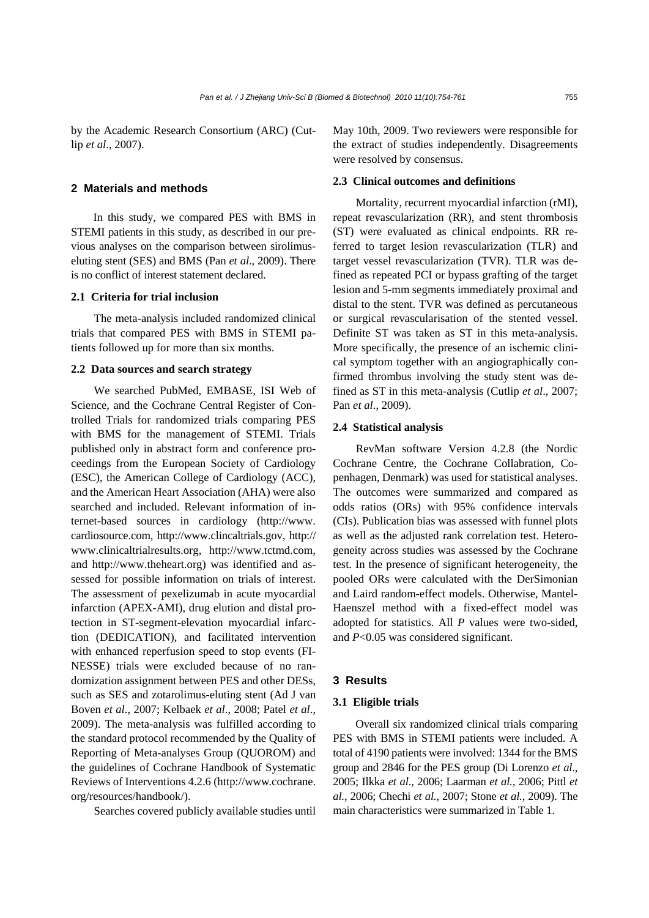by the Academic Research Consortium (ARC) (Cutlip *et al*., 2007).

## 2 Materials and methods

In this study, we compared PES with BMS in STEMI patients in this study, as described in our previous analyses on the comparison between sirolimus-eluting stent (SES) and BMS (Pan *et al*., 2009). There is no conflict of interest statement declared.

### 2.1 Criteria for trial inclusion

The meta-analysis included randomized clinical trials that compared PES with BMS in STEMI patients followed up for more than six months.

### 2.2 Data sources and search strategy

We searched PubMed, EMBASE, ISI Web of Science, and the Cochrane Central Register of Controlled Trials for randomized trials comparing PES with BMS for the management of STEMI. Trials published only in abstract form and conference proceedings from the European Society of Cardiology (ESC), the American College of Cardiology (ACC), and the American Heart Association (AHA) were also searched and included. Relevant information of internet-based sources in cardiology (http://www.cardiosource.com, http://www.clincaltrials.gov, http://www.clinicaltrialresults.org, http://www.tctmd.com, and http://www.theheart.org) was identified and assessed for possible information on trials of interest. The assessment of pexelizumab in acute myocardial infarction (APEX-AMI), drug elution and distal protection in ST-segment-elevation myocardial infarction (DEDICATION), and facilitated intervention with enhanced reperfusion speed to stop events (FINESSE) trials were excluded because of no randomization assignment between PES and other DESs, such as SES and zotarolimus-eluting stent (Ad J van Boven *et al*., 2007; Kelbaek *et al*., 2008; Patel *et al*., 2009). The meta-analysis was fulfilled according to the standard protocol recommended by the Quality of Reporting of Meta-analyses Group (QUOROM) and the guidelines of Cochrane Handbook of Systematic Reviews of Interventions 4.2.6 (http://www.cochrane.org/resources/handbook/).

Searches covered publicly available studies until May 10th, 2009. Two reviewers were responsible for the extract of studies independently. Disagreements were resolved by consensus.

### 2.3 Clinical outcomes and definitions

Mortality, recurrent myocardial infarction (rMI), repeat revascularization (RR), and stent thrombosis (ST) were evaluated as clinical endpoints. RR referred to target lesion revascularization (TLR) and target vessel revascularization (TVR). TLR was defined as repeated PCI or bypass grafting of the target lesion and 5-mm segments immediately proximal and distal to the stent. TVR was defined as percutaneous or surgical revascularisation of the stented vessel. Definite ST was taken as ST in this meta-analysis. More specifically, the presence of an ischemic clinical symptom together with an angiographically confirmed thrombus involving the study stent was defined as ST in this meta-analysis (Cutlip *et al*., 2007; Pan *et al*., 2009).

### 2.4 Statistical analysis

RevMan software Version 4.2.8 (the Nordic Cochrane Centre, the Cochrane Collabration, Copenhagen, Denmark) was used for statistical analyses. The outcomes were summarized and compared as odds ratios (ORs) with 95% confidence intervals (CIs). Publication bias was assessed with funnel plots as well as the adjusted rank correlation test. Heterogeneity across studies was assessed by the Cochrane test. In the presence of significant heterogeneity, the pooled ORs were calculated with the DerSimonian and Laird random-effect models. Otherwise, Mantel-Haenszel method with a fixed-effect model was adopted for statistics. All $P$ values were two-sided, and $P<0.05$ was considered significant.

## 3 Results

### 3.1 Eligible trials

Overall six randomized clinical trials comparing PES with BMS in STEMI patients were included. A total of 4190 patients were involved: 1344 for the BMS group and 2846 for the PES group (Di Lorenzo *et al*., 2005; Ilkka *et al*., 2006; Laarman *et al.*, 2006; Pittl *et al.*, 2006; Chechi *et al.*, 2007; Stone *et al.*, 2009). The main characteristics were summarized in Table 1.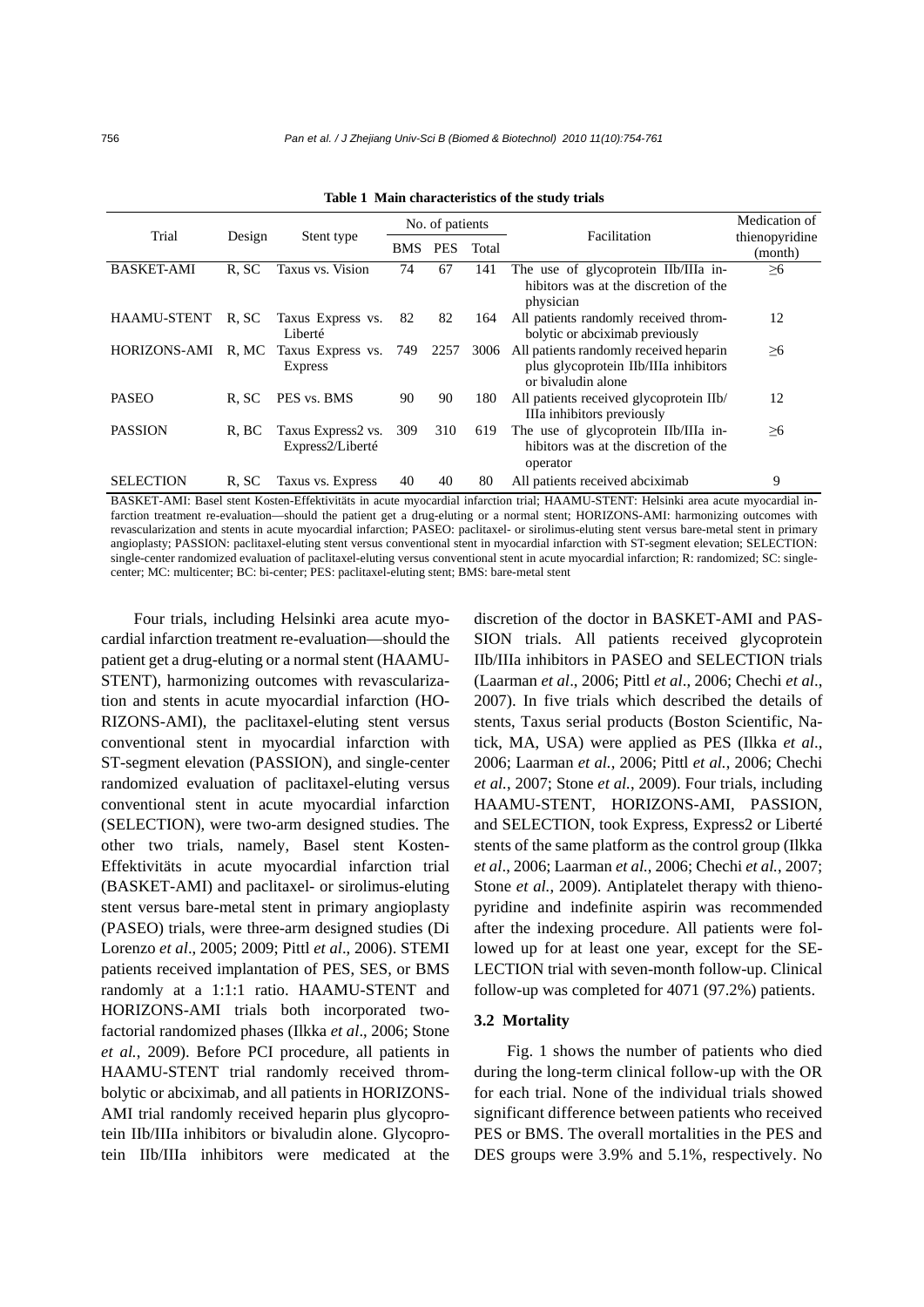**Table 1 Main characteristics of the study trials**

| Trial | Design | Stent type | No. of patients | | | Facilitation | Medication of thienopyridine (month) |
|---|---|---|---|---|---|---|---|
| | | | BMS | PES | Total | | |
| BASKET-AMI | R, SC | Taxus vs. Vision | 74 | 67 | 141 | The use of glycoprotein IIb/IIIa inhibitors was at the discretion of the physician | ≥6 |
| HAAMU-STENT | R, SC | Taxus Express vs. Liberté | 82 | 82 | 164 | All patients randomly received thrombolytic or abciximab previously | 12 |
| HORIZONS-AMI | R, MC | Taxus Express vs. Express | 749 | 2257 | 3006 | All patients randomly received heparin plus glycoprotein IIb/IIIa inhibitors or bivaludin alone | ≥6 |
| PASEO | R, SC | PES vs. BMS | 90 | 90 | 180 | All patients received glycoprotein IIb/IIIa inhibitors previously | 12 |
| PASSION | R, BC | Taxus Express2 vs. Express2/Liberté | 309 | 310 | 619 | The use of glycoprotein IIb/IIIa inhibitors was at the discretion of the operator | ≥6 |
| SELECTION | R, SC | Taxus vs. Express | 40 | 40 | 80 | All patients received abciximab | 9 |

BASKET-AMI: Basel stent Kosten-Effektivitäts in acute myocardial infarction trial; HAAMU-STENT: Helsinki area acute myocardial infarction treatment re-evaluation—should the patient get a drug-eluting or a normal stent; HORIZONS-AMI: harmonizing outcomes with revascularization and stents in acute myocardial infarction; PASEO: paclitaxel- or sirolimus-eluting stent versus bare-metal stent in primary angioplasty; PASSION: paclitaxel-eluting stent versus conventional stent in myocardial infarction with ST-segment elevation; SELECTION: single-center randomized evaluation of paclitaxel-eluting versus conventional stent in acute myocardial infarction; R: randomized; SC: single-center; MC: multicenter; BC: bi-center; PES: paclitaxel-eluting stent; BMS: bare-metal stent

Four trials, including Helsinki area acute myocardial infarction treatment re-evaluation—should the patient get a drug-eluting or a normal stent (HAAMU-STENT), harmonizing outcomes with revascularization and stents in acute myocardial infarction (HORIZONS-AMI), the paclitaxel-eluting stent versus conventional stent in myocardial infarction with ST-segment elevation (PASSION), and single-center randomized evaluation of paclitaxel-eluting versus conventional stent in acute myocardial infarction (SELECTION), were two-arm designed studies. The other two trials, namely, Basel stent Kosten-Effektivitäts in acute myocardial infarction trial (BASKET-AMI) and paclitaxel- or sirolimus-eluting stent versus bare-metal stent in primary angioplasty (PASEO) trials, were three-arm designed studies (Di Lorenzo *et al*., 2005; 2009; Pittl *et al*., 2006). STEMI patients received implantation of PES, SES, or BMS randomly at a 1:1:1 ratio. HAAMU-STENT and HORIZONS-AMI trials both incorporated two-factorial randomized phases (Ilkka *et al*., 2006; Stone *et al.*, 2009). Before PCI procedure, all patients in HAAMU-STENT trial randomly received thrombolytic or abciximab, and all patients in HORIZONS-AMI trial randomly received heparin plus glycoprotein IIb/IIIa inhibitors or bivaludin alone. Glycoprotein IIb/IIIa inhibitors were medicated at the discretion of the doctor in BASKET-AMI and PASSION trials. All patients received glycoprotein IIb/IIIa inhibitors in PASEO and SELECTION trials (Laarman *et al*., 2006; Pittl *et al*., 2006; Chechi *et al*., 2007). In five trials which described the details of stents, Taxus serial products (Boston Scientific, Natick, MA, USA) were applied as PES (Ilkka *et al*., 2006; Laarman *et al.*, 2006; Pittl *et al.*, 2006; Chechi *et al.*, 2007; Stone *et al.*, 2009). Four trials, including HAAMU-STENT, HORIZONS-AMI, PASSION, and SELECTION, took Express, Express2 or Liberté stents of the same platform as the control group (Ilkka *et al*., 2006; Laarman *et al.*, 2006; Chechi *et al.*, 2007; Stone *et al.*, 2009). Antiplatelet therapy with thienopyridine and indefinite aspirin was recommended after the indexing procedure. All patients were followed up for at least one year, except for the SELECTION trial with seven-month follow-up. Clinical follow-up was completed for 4071 (97.2%) patients.

### 3.2 Mortality

Fig. 1 shows the number of patients who died during the long-term clinical follow-up with the OR for each trial. None of the individual trials showed significant difference between patients who received PES or BMS. The overall mortalities in the PES and DES groups were 3.9% and 5.1%, respectively. No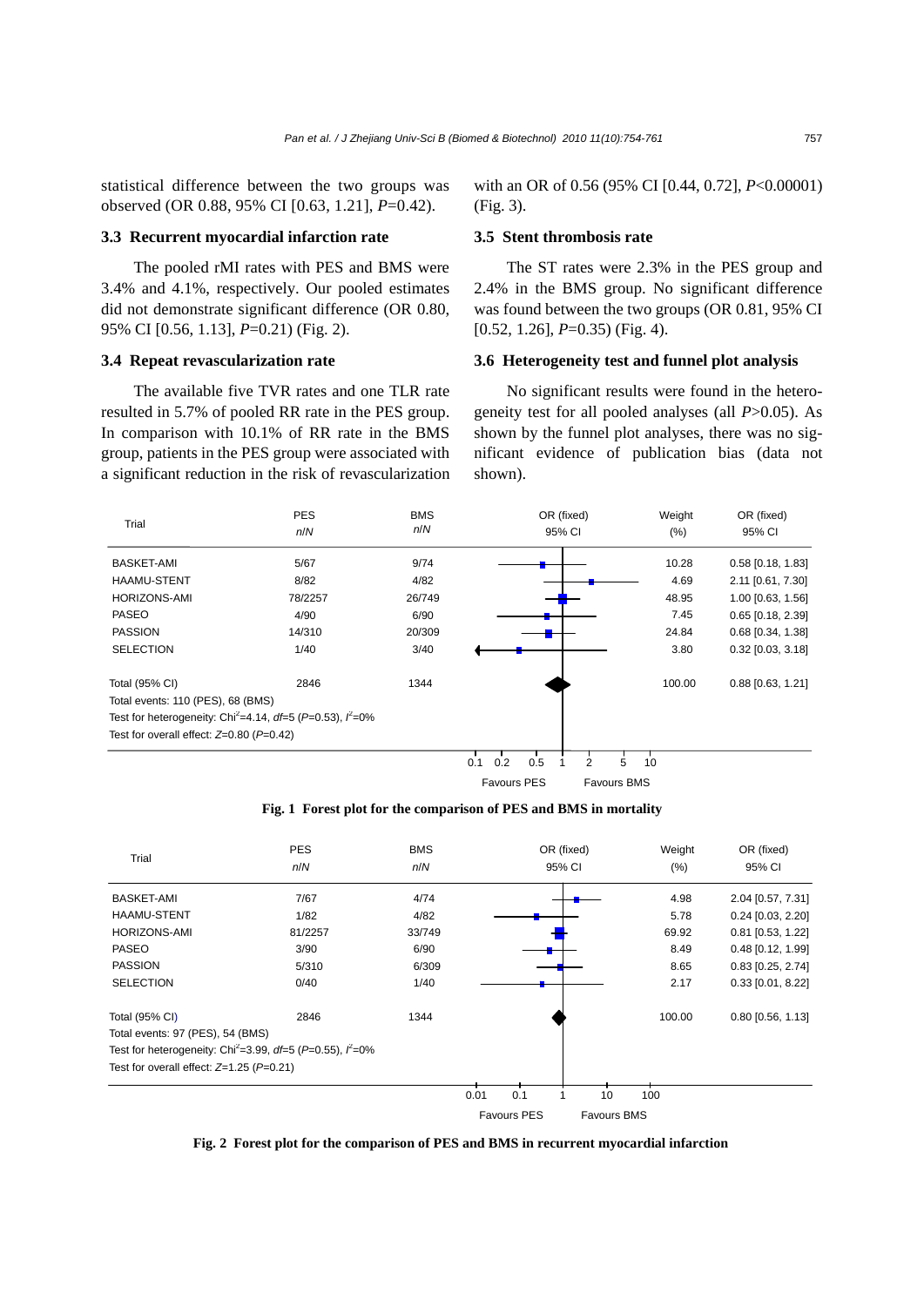statistical difference between the two groups was observed (OR 0.88, 95% CI [0.63, 1.21], $P$=0.42).

### 3.3 Recurrent myocardial infarction rate

The pooled rMI rates with PES and BMS were 3.4% and 4.1%, respectively. Our pooled estimates did not demonstrate significant difference (OR 0.80, 95% CI [0.56, 1.13], $P$=0.21) (Fig. 2).

### 3.4 Repeat revascularization rate

The available five TVR rates and one TLR rate resulted in 5.7% of pooled RR rate in the PES group. In comparison with 10.1% of RR rate in the BMS group, patients in the PES group were associated with a significant reduction in the risk of revascularization with an OR of 0.56 (95% CI [0.44, 0.72], $P$<0.00001) (Fig. 3).

### 3.5 Stent thrombosis rate

The ST rates were 2.3% in the PES group and 2.4% in the BMS group. No significant difference was found between the two groups (OR 0.81, 95% CI [0.52, 1.26], $P$=0.35) (Fig. 4).

### 3.6 Heterogeneity test and funnel plot analysis

No significant results were found in the heterogeneity test for all pooled analyses (all $P$>0.05). As shown by the funnel plot analyses, there was no significant evidence of publication bias (data not shown).

| Trial | PES *n*/*N* | BMS *n*/*N* | Weight (%) | OR (fixed) 95% CI |
|---|---|---|---|---|
| BASKET-AMI | 5/67 | 9/74 | 10.28 | 0.58 [0.18, 1.83] |
| HAAMU-STENT | 8/82 | 4/82 | 4.69 | 2.11 [0.61, 7.30] |
| HORIZONS-AMI | 78/2257 | 26/749 | 48.95 | 1.00 [0.63, 1.56] |
| PASEO | 4/90 | 6/90 | 7.45 | 0.65 [0.18, 2.39] |
| PASSION | 14/310 | 20/309 | 24.84 | 0.68 [0.34, 1.38] |
| SELECTION | 1/40 | 3/40 | 3.80 | 0.32 [0.03, 3.18] |
| Total (95% CI) | 2846 | 1344 | 100.00 | 0.88 [0.63, 1.21] |

Total events: 110 (PES), 68 (BMS)
Test for heterogeneity: Chi$^2$=4.14, $df$=5 ($P$=0.53), $I^2$=0%
Test for overall effect: $Z$=0.80 ($P$=0.42)

Favours PES — Favours BMS

**Fig. 1 Forest plot for the comparison of PES and BMS in mortality**

| Trial | PES *n*/*N* | BMS *n*/*N* | Weight (%) | OR (fixed) 95% CI |
|---|---|---|---|---|
| BASKET-AMI | 7/67 | 4/74 | 4.98 | 2.04 [0.57, 7.31] |
| HAAMU-STENT | 1/82 | 4/82 | 5.78 | 0.24 [0.03, 2.20] |
| HORIZONS-AMI | 81/2257 | 33/749 | 69.92 | 0.81 [0.53, 1.22] |
| PASEO | 3/90 | 6/90 | 8.49 | 0.48 [0.12, 1.99] |
| PASSION | 5/310 | 6/309 | 8.65 | 0.83 [0.25, 2.74] |
| SELECTION | 0/40 | 1/40 | 2.17 | 0.33 [0.01, 8.22] |
| Total (95% CI) | 2846 | 1344 | 100.00 | 0.80 [0.56, 1.13] |

Total events: 97 (PES), 54 (BMS)
Test for heterogeneity: Chi$^2$=3.99, $df$=5 ($P$=0.55), $I^2$=0%
Test for overall effect: $Z$=1.25 ($P$=0.21)

Favours PES — Favours BMS

**Fig. 2 Forest plot for the comparison of PES and BMS in recurrent myocardial infarction**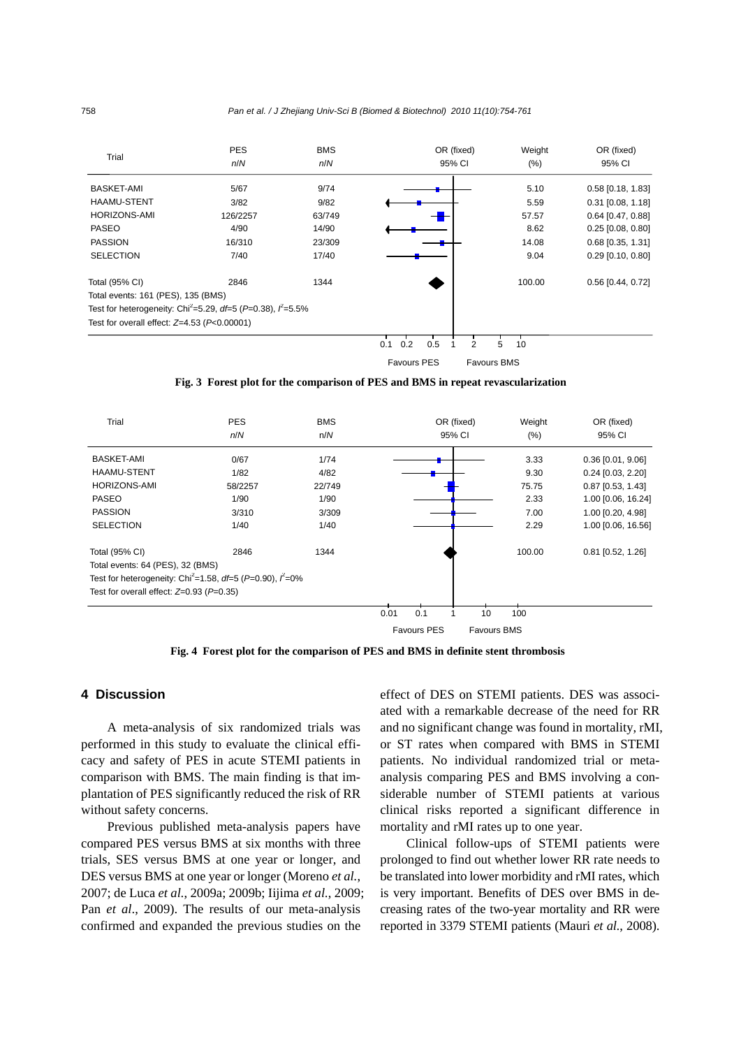| Trial | PES n/N | BMS n/N | OR (fixed) 95% CI | Weight (%) | OR (fixed) 95% CI |
|---|---|---|---|---|---|
| BASKET-AMI | 5/67 | 9/74 | | 5.10 | 0.58 [0.18, 1.83] |
| HAAMU-STENT | 3/82 | 9/82 | | 5.59 | 0.31 [0.08, 1.18] |
| HORIZONS-AMI | 126/2257 | 63/749 | | 57.57 | 0.64 [0.47, 0.88] |
| PASEO | 4/90 | 14/90 | | 8.62 | 0.25 [0.08, 0.80] |
| PASSION | 16/310 | 23/309 | | 14.08 | 0.68 [0.35, 1.31] |
| SELECTION | 7/40 | 17/40 | | 9.04 | 0.29 [0.10, 0.80] |
| Total (95% CI) | 2846 | 1344 | | 100.00 | 0.56 [0.44, 0.72] |

Total events: 161 (PES), 135 (BMS)

Test for heterogeneity: $\text{Chi}^2$=5.29, $df$=5 ($P$=0.38), $I^2$=5.5%

Test for overall effect: $Z$=4.53 ($P$<0.00001)

Favours PES — Favours BMS

**Fig. 3 Forest plot for the comparison of PES and BMS in repeat revascularization**

| Trial | PES n/N | BMS n/N | OR (fixed) 95% CI | Weight (%) | OR (fixed) 95% CI |
|---|---|---|---|---|---|
| BASKET-AMI | 0/67 | 1/74 | | 3.33 | 0.36 [0.01, 9.06] |
| HAAMU-STENT | 1/82 | 4/82 | | 9.30 | 0.24 [0.03, 2.20] |
| HORIZONS-AMI | 58/2257 | 22/749 | | 75.75 | 0.87 [0.53, 1.43] |
| PASEO | 1/90 | 1/90 | | 2.33 | 1.00 [0.06, 16.24] |
| PASSION | 3/310 | 3/309 | | 7.00 | 1.00 [0.20, 4.98] |
| SELECTION | 1/40 | 1/40 | | 2.29 | 1.00 [0.06, 16.56] |
| Total (95% CI) | 2846 | 1344 | | 100.00 | 0.81 [0.52, 1.26] |

Total events: 64 (PES), 32 (BMS)

Test for heterogeneity: $\text{Chi}^2$=1.58, $df$=5 ($P$=0.90), $I^2$=0%

Test for overall effect: $Z$=0.93 ($P$=0.35)

Favours PES — Favours BMS

**Fig. 4 Forest plot for the comparison of PES and BMS in definite stent thrombosis**

## 4 Discussion

A meta-analysis of six randomized trials was performed in this study to evaluate the clinical efficacy and safety of PES in acute STEMI patients in comparison with BMS. The main finding is that implantation of PES significantly reduced the risk of RR without safety concerns.

Previous published meta-analysis papers have compared PES versus BMS at six months with three trials, SES versus BMS at one year or longer, and DES versus BMS at one year or longer (Moreno *et al.*, 2007; de Luca *et al.*, 2009a; 2009b; Iijima *et al.*, 2009; Pan *et al*., 2009). The results of our meta-analysis confirmed and expanded the previous studies on the effect of DES on STEMI patients. DES was associated with a remarkable decrease of the need for RR and no significant change was found in mortality, rMI, or ST rates when compared with BMS in STEMI patients. No individual randomized trial or meta-analysis comparing PES and BMS involving a considerable number of STEMI patients at various clinical risks reported a significant difference in mortality and rMI rates up to one year.

Clinical follow-ups of STEMI patients were prolonged to find out whether lower RR rate needs to be translated into lower morbidity and rMI rates, which is very important. Benefits of DES over BMS in decreasing rates of the two-year mortality and RR were reported in 3379 STEMI patients (Mauri *et al.*, 2008).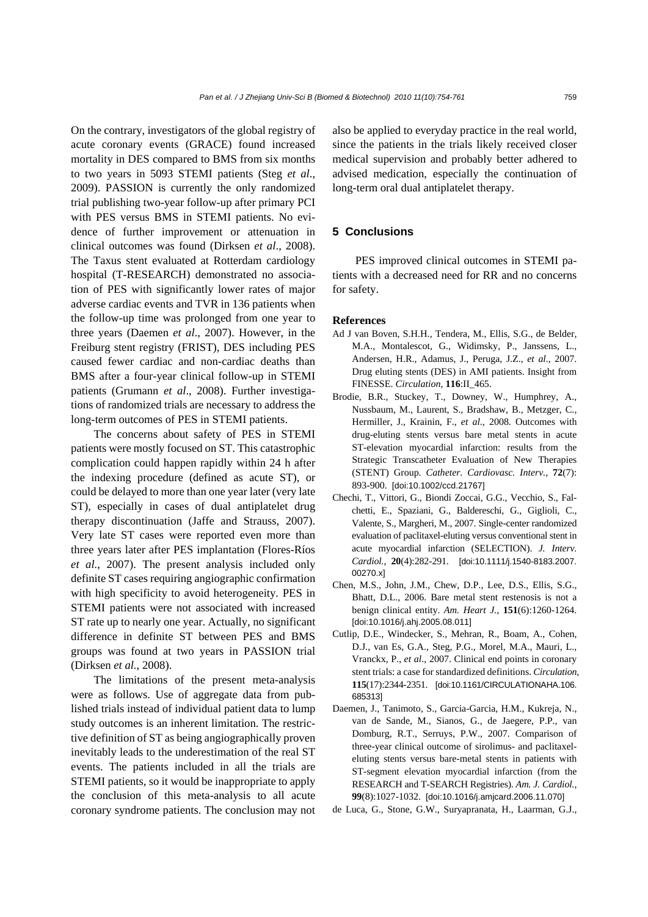On the contrary, investigators of the global registry of acute coronary events (GRACE) found increased mortality in DES compared to BMS from six months to two years in 5093 STEMI patients (Steg *et al*., 2009). PASSION is currently the only randomized trial publishing two-year follow-up after primary PCI with PES versus BMS in STEMI patients. No evidence of further improvement or attenuation in clinical outcomes was found (Dirksen *et al*., 2008). The Taxus stent evaluated at Rotterdam cardiology hospital (T-RESEARCH) demonstrated no association of PES with significantly lower rates of major adverse cardiac events and TVR in 136 patients when the follow-up time was prolonged from one year to three years (Daemen *et al*., 2007). However, in the Freiburg stent registry (FRIST), DES including PES caused fewer cardiac and non-cardiac deaths than BMS after a four-year clinical follow-up in STEMI patients (Grumann *et al*., 2008). Further investigations of randomized trials are necessary to address the long-term outcomes of PES in STEMI patients.

The concerns about safety of PES in STEMI patients were mostly focused on ST. This catastrophic complication could happen rapidly within 24 h after the indexing procedure (defined as acute ST), or could be delayed to more than one year later (very late ST), especially in cases of dual antiplatelet drug therapy discontinuation (Jaffe and Strauss, 2007). Very late ST cases were reported even more than three years later after PES implantation (Flores-Ríos *et al*., 2007). The present analysis included only definite ST cases requiring angiographic confirmation with high specificity to avoid heterogeneity. PES in STEMI patients were not associated with increased ST rate up to nearly one year. Actually, no significant difference in definite ST between PES and BMS groups was found at two years in PASSION trial (Dirksen *et al.*, 2008).

The limitations of the present meta-analysis were as follows. Use of aggregate data from published trials instead of individual patient data to lump study outcomes is an inherent limitation. The restrictive definition of ST as being angiographically proven inevitably leads to the underestimation of the real ST events. The patients included in all the trials are STEMI patients, so it would be inappropriate to apply the conclusion of this meta-analysis to all acute coronary syndrome patients. The conclusion may not also be applied to everyday practice in the real world, since the patients in the trials likely received closer medical supervision and probably better adhered to advised medication, especially the continuation of long-term oral dual antiplatelet therapy.

## 5 Conclusions

PES improved clinical outcomes in STEMI patients with a decreased need for RR and no concerns for safety.

## References

Ad J van Boven, S.H.H., Tendera, M., Ellis, S.G., de Belder, M.A., Montalescot, G., Widimsky, P., Janssens, L., Andersen, H.R., Adamus, J., Peruga, J.Z., *et al*., 2007. Drug eluting stents (DES) in AMI patients. Insight from FINESSE. *Circulation*, **116**:II_465.

Brodie, B.R., Stuckey, T., Downey, W., Humphrey, A., Nussbaum, M., Laurent, S., Bradshaw, B., Metzger, C., Hermiller, J., Krainin, F., *et al*., 2008. Outcomes with drug-eluting stents versus bare metal stents in acute ST-elevation myocardial infarction: results from the Strategic Transcatheter Evaluation of New Therapies (STENT) Group. *Catheter. Cardiovasc. Interv.*, **72**(7): 893-900. [doi:10.1002/ccd.21767]

Chechi, T., Vittori, G., Biondi Zoccai, G.G., Vecchio, S., Falchetti, E., Spaziani, G., Baldereschi, G., Giglioli, C., Valente, S., Margheri, M., 2007. Single-center randomized evaluation of paclitaxel-eluting versus conventional stent in acute myocardial infarction (SELECTION). *J. Interv. Cardiol.*, **20**(4):282-291. [doi:10.1111/j.1540-8183.2007.00270.x]

Chen, M.S., John, J.M., Chew, D.P., Lee, D.S., Ellis, S.G., Bhatt, D.L., 2006. Bare metal stent restenosis is not a benign clinical entity. *Am. Heart J.*, **151**(6):1260-1264. [doi:10.1016/j.ahj.2005.08.011]

Cutlip, D.E., Windecker, S., Mehran, R., Boam, A., Cohen, D.J., van Es, G.A., Steg, P.G., Morel, M.A., Mauri, L., Vranckx, P., *et al*., 2007. Clinical end points in coronary stent trials: a case for standardized definitions. *Circulation*, **115**(17):2344-2351. [doi:10.1161/CIRCULATIONAHA.106.685313]

Daemen, J., Tanimoto, S., Garcia-Garcia, H.M., Kukreja, N., van de Sande, M., Sianos, G., de Jaegere, P.P., van Domburg, R.T., Serruys, P.W., 2007. Comparison of three-year clinical outcome of sirolimus- and paclitaxel-eluting stents versus bare-metal stents in patients with ST-segment elevation myocardial infarction (from the RESEARCH and T-SEARCH Registries). *Am. J. Cardiol.*, **99**(8):1027-1032. [doi:10.1016/j.amjcard.2006.11.070]

de Luca, G., Stone, G.W., Suryapranata, H., Laarman, G.J.,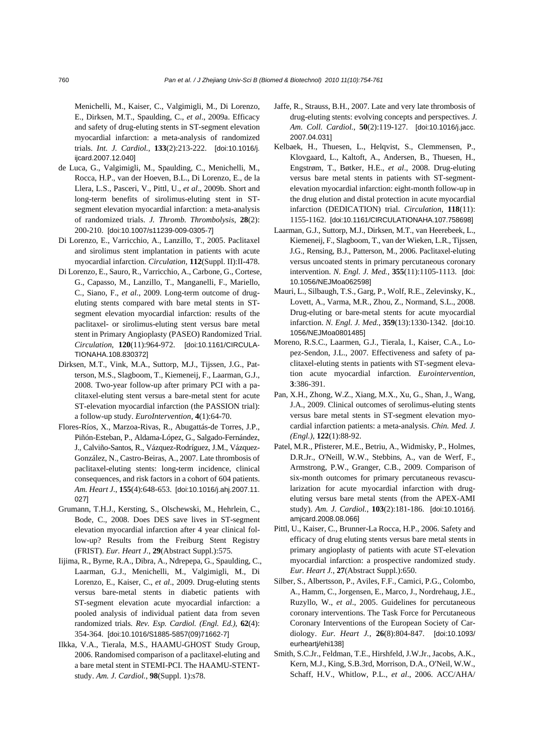Menichelli, M., Kaiser, C., Valgimigli, M., Di Lorenzo, E., Dirksen, M.T., Spaulding, C., *et al*., 2009a. Efficacy and safety of drug-eluting stents in ST-segment elevation myocardial infarction: a meta-analysis of randomized trials. *Int. J. Cardiol.*, **133**(2):213-222. [doi:10.1016/j.ijcard.2007.12.040]

de Luca, G., Valgimigli, M., Spaulding, C., Menichelli, M., Rocca, H.P., van der Hoeven, B.L., Di Lorenzo, E., de la Llera, L.S., Pasceri, V., Pittl, U., *et al*., 2009b. Short and long-term benefits of sirolimus-eluting stent in ST-segment elevation myocardial infarction: a meta-analysis of randomized trials. *J. Thromb. Thrombolysis*, **28**(2):200-210. [doi:10.1007/s11239-009-0305-7]

Di Lorenzo, E., Varricchio, A., Lanzillo, T., 2005. Paclitaxel and sirolimus stent implantation in patients with acute myocardial infarction. *Circulation*, **112**(Suppl. II):II-478.

Di Lorenzo, E., Sauro, R., Varricchio, A., Carbone, G., Cortese, G., Capasso, M., Lanzillo, T., Manganelli, F., Mariello, C., Siano, F., *et al.*, 2009. Long-term outcome of drug-eluting stents compared with bare metal stents in ST-segment elevation myocardial infarction: results of the paclitaxel- or sirolimus-eluting stent versus bare metal stent in Primary Angioplasty (PASEO) Randomized Trial. *Circulation*, **120**(11):964-972. [doi:10.1161/CIRCULATIONAHA.108.830372]

Dirksen, M.T., Vink, M.A., Suttorp, M.J., Tijssen, J.G., Patterson, M.S., Slagboom, T., Kiemeneij, F., Laarman, G.J., 2008. Two-year follow-up after primary PCI with a paclitaxel-eluting stent versus a bare-metal stent for acute ST-elevation myocardial infarction (the PASSION trial): a follow-up study. *EuroIntervention*, **4**(1):64-70.

Flores-Ríos, X., Marzoa-Rivas, R., Abugattás-de Torres, J.P., Piñón-Esteban, P., Aldama-López, G., Salgado-Fernández, J., Calviño-Santos, R., Vázquez-Rodríguez, J.M., Vázquez-González, N., Castro-Beiras, A., 2007. Late thrombosis of paclitaxel-eluting stents: long-term incidence, clinical consequences, and risk factors in a cohort of 604 patients. *Am. Heart J.*, **155**(4):648-653. [doi:10.1016/j.ahj.2007.11.027]

Grumann, T.H.J., Kersting, S., Olschewski, M., Hehrlein, C., Bode, C., 2008. Does DES save lives in ST-segment elevation myocardial infarction after 4 year clinical follow-up? Results from the Freiburg Stent Registry (FRIST). *Eur. Heart J.*, **29**(Abstract Suppl.):575.

Iijima, R., Byrne, R.A., Dibra, A., Ndrepepa, G., Spaulding, C., Laarman, G.J., Menichelli, M., Valgimigli, M., Di Lorenzo, E., Kaiser, C., *et al*., 2009. Drug-eluting stents versus bare-metal stents in diabetic patients with ST-segment elevation acute myocardial infarction: a pooled analysis of individual patient data from seven randomized trials. *Rev. Esp. Cardiol. (Engl. Ed.)*, **62**(4):354-364. [doi:10.1016/S1885-5857(09)71662-7]

Ilkka, V.A., Tierala, M.S., HAAMU-GHOST Study Group, 2006. Randomised comparison of a paclitaxel-eluting and a bare metal stent in STEMI-PCI. The HAAMU-STENT-study. *Am. J. Cardiol.*, **98**(Suppl. 1):s78.

Jaffe, R., Strauss, B.H., 2007. Late and very late thrombosis of drug-eluting stents: evolving concepts and perspectives. *J. Am. Coll. Cardiol.*, **50**(2):119-127. [doi:10.1016/j.jacc.2007.04.031]

Kelbaek, H., Thuesen, L., Helqvist, S., Clemmensen, P., Klovgaard, L., Kaltoft, A., Andersen, B., Thuesen, H., Engstrøm, T., Bøtker, H.E., *et al*., 2008. Drug-eluting versus bare metal stents in patients with ST-segment-elevation myocardial infarction: eight-month follow-up in the drug elution and distal protection in acute myocardial infarction (DEDICATION) trial. *Circulation*, **118**(11):1155-1162. [doi:10.1161/CIRCULATIONAHA.107.758698]

Laarman, G.J., Suttorp, M.J., Dirksen, M.T., van Heerebeek, L., Kiemeneij, F., Slagboom, T., van der Wieken, L.R., Tijssen, J.G., Rensing, B.J., Patterson, M., 2006. Paclitaxel-eluting versus uncoated stents in primary percutaneous coronary intervention. *N. Engl. J. Med.*, **355**(11):1105-1113. [doi:10.1056/NEJMoa062598]

Mauri, L., Silbaugh, T.S., Garg, P., Wolf, R.E., Zelevinsky, K., Lovett, A., Varma, M.R., Zhou, Z., Normand, S.L., 2008. Drug-eluting or bare-metal stents for acute myocardial infarction. *N. Engl. J. Med.*, **359**(13):1330-1342. [doi:10.1056/NEJMoa0801485]

Moreno, R.S.C., Laarmen, G.J., Tierala, I., Kaiser, C.A., Lopez-Sendon, J.L., 2007. Effectiveness and safety of paclitaxel-eluting stents in patients with ST-segment elevation acute myocardial infarction. *Eurointervention*, **3**:386-391.

Pan, X.H., Zhong, W.Z., Xiang, M.X., Xu, G., Shan, J., Wang, J.A., 2009. Clinical outcomes of serolimus-eluting stents versus bare metal stents in ST-segment elevation myocardial infarction patients: a meta-analysis. *Chin. Med. J. (Engl.)*, **122**(1):88-92.

Patel, M.R., Pfisterer, M.E., Betriu, A., Widmisky, P., Holmes, D.R.Jr., O'Neill, W.W., Stebbins, A., van de Werf, F., Armstrong, P.W., Granger, C.B., 2009. Comparison of six-month outcomes for primary percutaneous revascularization for acute myocardial infarction with drug-eluting versus bare metal stents (from the APEX-AMI study). *Am. J. Cardiol.*, **103**(2):181-186. [doi:10.1016/j.amjcard.2008.08.066]

Pittl, U., Kaiser, C., Brunner-La Rocca, H.P., 2006. Safety and efficacy of drug eluting stents versus bare metal stents in primary angioplasty of patients with acute ST-elevation myocardial infarction: a prospective randomized study. *Eur. Heart J.*, **27**(Abstract Suppl.):650.

Silber, S., Albertsson, P., Aviles, F.F., Camici, P.G., Colombo, A., Hamm, C., Jorgensen, E., Marco, J., Nordrehaug, J.E., Ruzyllo, W., *et al*., 2005. Guidelines for percutaneous coronary interventions. The Task Force for Percutaneous Coronary Interventions of the European Society of Cardiology. *Eur. Heart J.*, **26**(8):804-847. [doi:10.1093/eurheartj/ehi138]

Smith, S.C.Jr., Feldman, T.E., Hirshfeld, J.W.Jr., Jacobs, A.K., Kern, M.J., King, S.B.3rd, Morrison, D.A., O'Neil, W.W., Schaff, H.V., Whitlow, P.L., *et al*., 2006. ACC/AHA/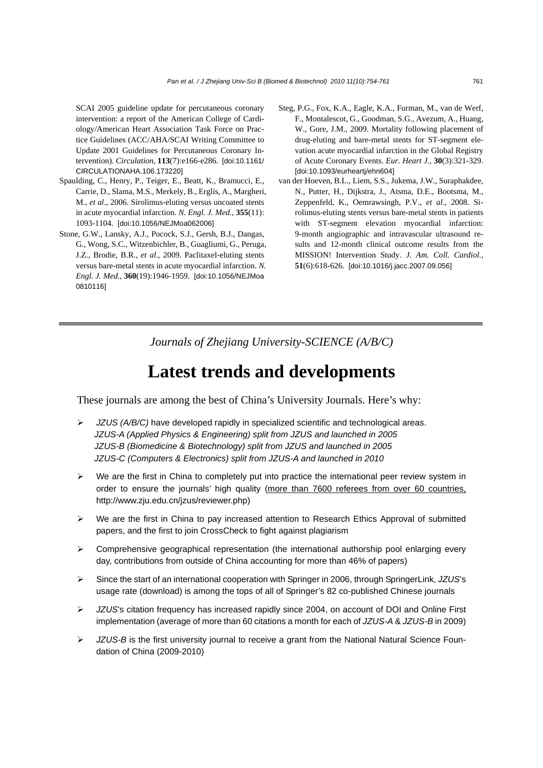SCAI 2005 guideline update for percutaneous coronary intervention: a report of the American College of Cardiology/American Heart Association Task Force on Practice Guidelines (ACC/AHA/SCAI Writing Committee to Update 2001 Guidelines for Percutaneous Coronary Intervention). *Circulation*, **113**(7):e166-e286. [doi:10.1161/CIRCULATIONAHA.106.173220]

Spaulding, C., Henry, P., Teiger, E., Beatt, K., Bramucci, E., Carrie, D., Slama, M.S., Merkely, B., Erglis, A., Margheri, M., *et al*., 2006. Sirolimus-eluting versus uncoated stents in acute myocardial infarction. *N. Engl. J. Med.*, **355**(11): 1093-1104. [doi:10.1056/NEJMoa062006]

Stone, G.W., Lansky, A.J., Pocock, S.J., Gersh, B.J., Dangas, G., Wong, S.C., Witzenbichler, B., Guagliumi, G., Peruga, J.Z., Brodie, B.R., *et al*., 2009. Paclitaxel-eluting stents versus bare-metal stents in acute myocardial infarction. *N. Engl. J. Med.*, **360**(19):1946-1959. [doi:10.1056/NEJMoa0810116]

Steg, P.G., Fox, K.A., Eagle, K.A., Furman, M., van de Werf, F., Montalescot, G., Goodman, S.G., Avezum, A., Huang, W., Gore, J.M., 2009. Mortality following placement of drug-eluting and bare-metal stents for ST-segment elevation acute myocardial infarction in the Global Registry of Acute Coronary Events. *Eur. Heart J.*, **30**(3):321-329. [doi:10.1093/eurheartj/ehn604]

van der Hoeven, B.L., Liem, S.S., Jukema, J.W., Suraphakdee, N., Putter, H., Dijkstra, J., Atsma, D.E., Bootsma, M., Zeppenfeld, K., Oemrawsingh, P.V., *et al*., 2008. Sirolimus-eluting stents versus bare-metal stents in patients with ST-segment elevation myocardial infarction: 9-month angiographic and intravascular ultrasound results and 12-month clinical outcome results from the MISSION! Intervention Study. *J. Am. Coll. Cardiol.*, **51**(6):618-626. [doi:10.1016/j.jacc.2007.09.056]

---

*Journals of Zhejiang University-SCIENCE (A/B/C)*

# Latest trends and developments

These journals are among the best of China's University Journals. Here's why:

- *JZUS (A/B/C)* have developed rapidly in specialized scientific and technological areas.
  *JZUS-A (Applied Physics & Engineering) split from JZUS and launched in 2005*
  *JZUS-B (Biomedicine & Biotechnology) split from JZUS and launched in 2005*
  *JZUS-C (Computers & Electronics) split from JZUS-A and launched in 2010*
- We are the first in China to completely put into practice the international peer review system in order to ensure the journals' high quality (more than 7600 referees from over 60 countries, http://www.zju.edu.cn/jzus/reviewer.php)
- We are the first in China to pay increased attention to Research Ethics Approval of submitted papers, and the first to join CrossCheck to fight against plagiarism
- Comprehensive geographical representation (the international authorship pool enlarging every day, contributions from outside of China accounting for more than 46% of papers)
- Since the start of an international cooperation with Springer in 2006, through SpringerLink, *JZUS*'s usage rate (download) is among the tops of all of Springer's 82 co-published Chinese journals
- *JZUS*'s citation frequency has increased rapidly since 2004, on account of DOI and Online First implementation (average of more than 60 citations a month for each of *JZUS-A* & *JZUS-B* in 2009)
- *JZUS-B* is the first university journal to receive a grant from the National Natural Science Foundation of China (2009-2010)